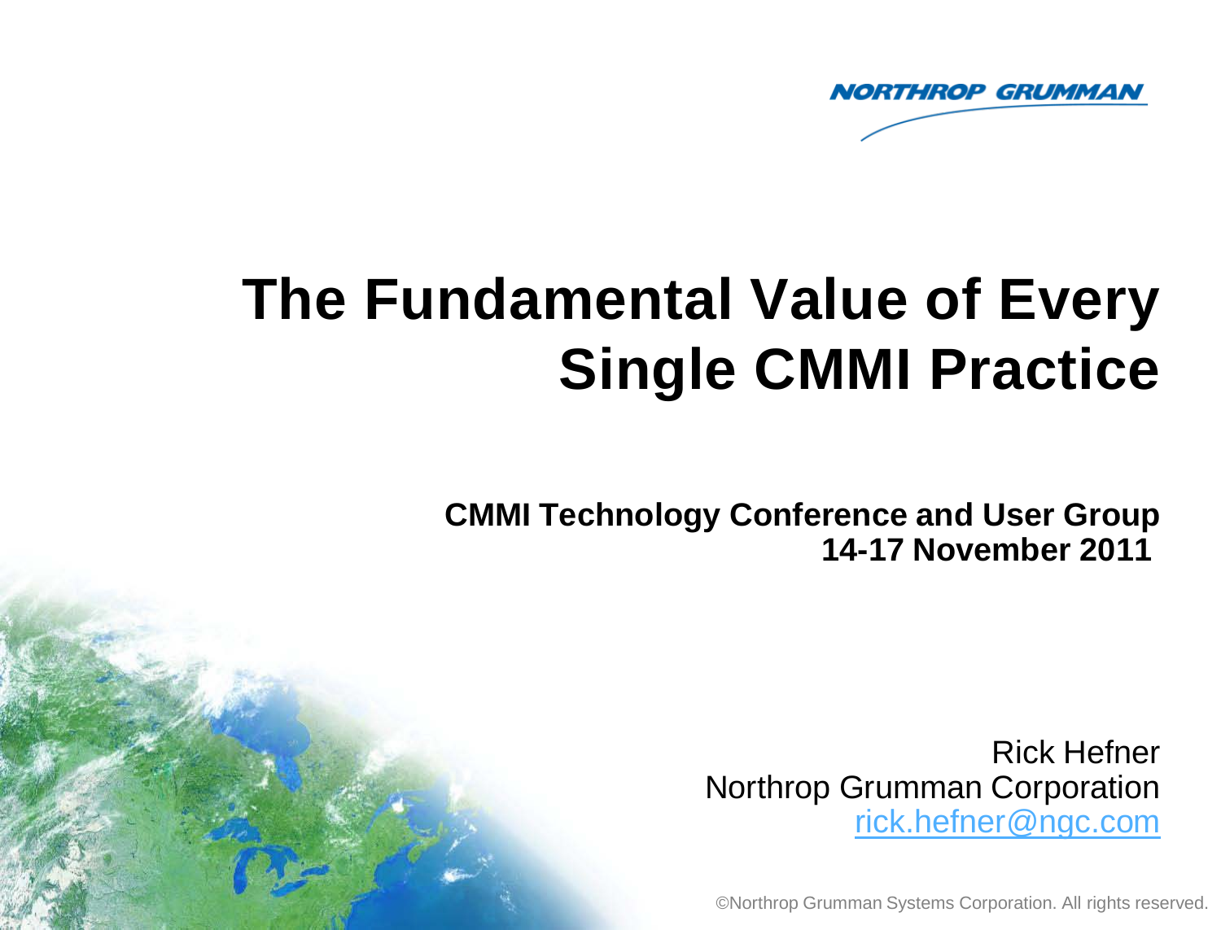NORTHROP GRUMMAN

# The Fundamental Value of Every Single CMMI Practice

**CMMI Technology Conference and User Group**
**14-17 November 2011**

Rick Hefner
Northrop Grumman Corporation
rick.hefner@ngc.com

©Northrop Grumman Systems Corporation. All rights reserved.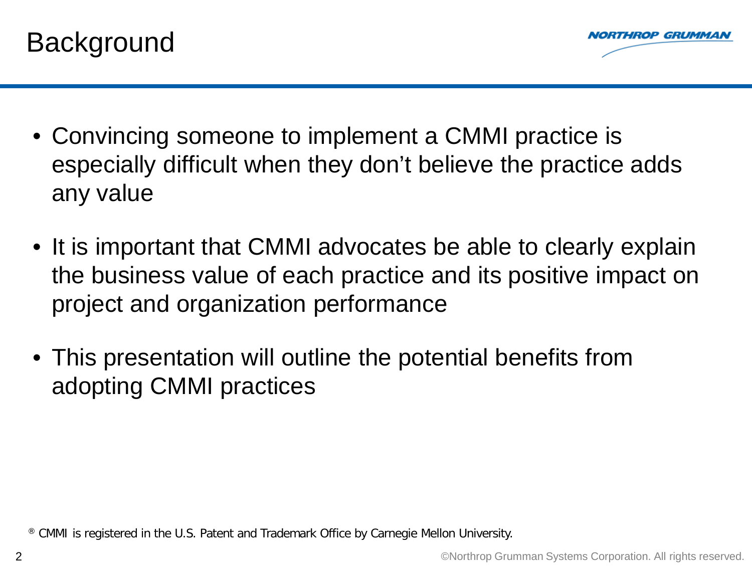# Background

- Convincing someone to implement a CMMI practice is especially difficult when they don't believe the practice adds any value
- It is important that CMMI advocates be able to clearly explain the business value of each practice and its positive impact on project and organization performance
- This presentation will outline the potential benefits from adopting CMMI practices

® CMMI is registered in the U.S. Patent and Trademark Office by Carnegie Mellon University.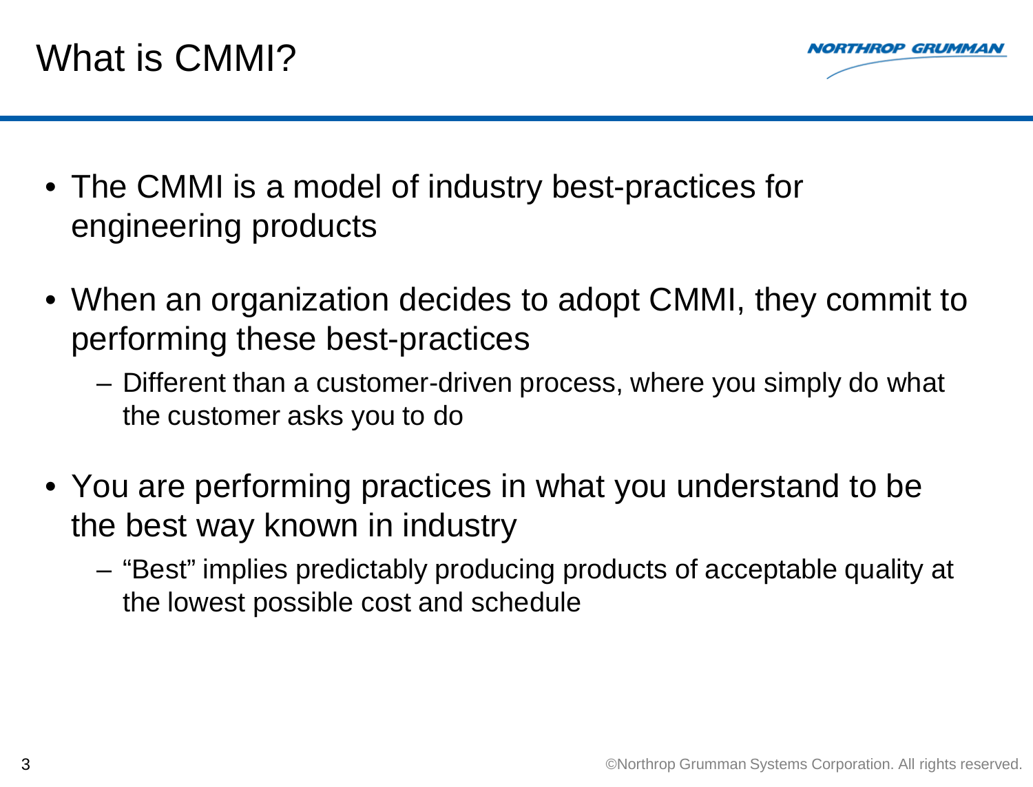# What is CMMI?

- The CMMI is a model of industry best-practices for engineering products
- When an organization decides to adopt CMMI, they commit to performing these best-practices
  - Different than a customer-driven process, where you simply do what the customer asks you to do
- You are performing practices in what you understand to be the best way known in industry
  - "Best" implies predictably producing products of acceptable quality at the lowest possible cost and schedule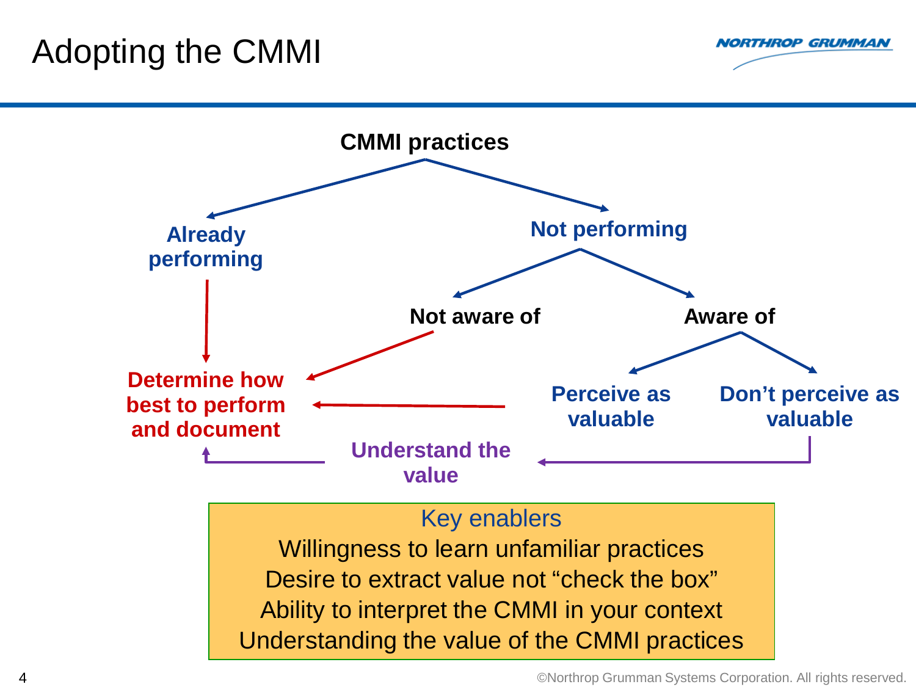# Adopting the CMMI

**CMMI practices**

- **Already performing**
  - → **Determine how best to perform and document**
- **Not performing**
  - **Not aware of**
    - → **Determine how best to perform and document**
  - **Aware of**
    - **Perceive as valuable**
      - → **Determine how best to perform and document**
    - **Don't perceive as valuable**
      - → **Understand the value** → **Determine how best to perform and document**

**Key enablers**

- Willingness to learn unfamiliar practices
- Desire to extract value not "check the box"
- Ability to interpret the CMMI in your context
- Understanding the value of the CMMI practices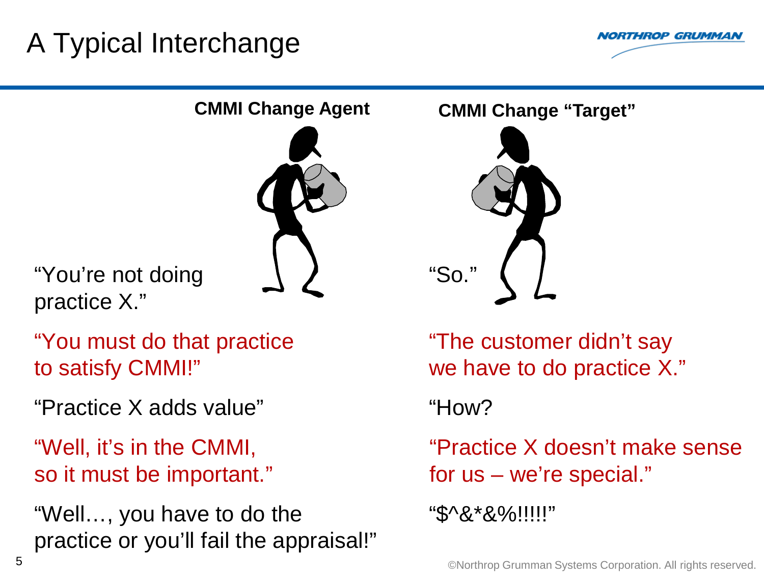# A Typical Interchange

**CMMI Change Agent**

"You're not doing practice X."

"You must do that practice to satisfy CMMI!"

"Practice X adds value"

"Well, it's in the CMMI, so it must be important."

"Well…, you have to do the practice or you'll fail the appraisal!"

**CMMI Change "Target"**

"So."

"The customer didn't say we have to do practice X."

"How?

"Practice X doesn't make sense for us – we're special."

"$^&*&%!!!!!"

©Northrop Grumman Systems Corporation. All rights reserved.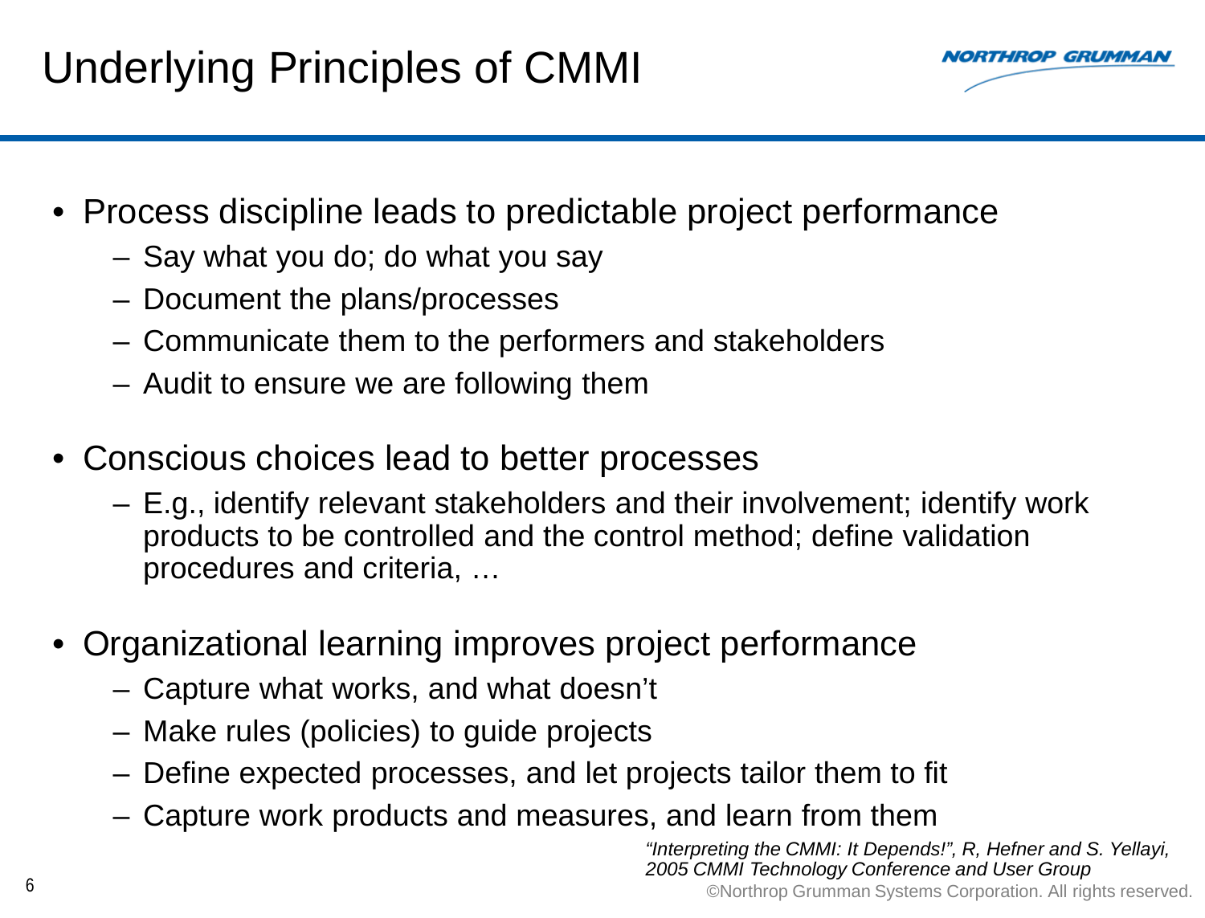# Underlying Principles of CMMI

- Process discipline leads to predictable project performance
  - Say what you do; do what you say
  - Document the plans/processes
  - Communicate them to the performers and stakeholders
  - Audit to ensure we are following them
- Conscious choices lead to better processes
  - E.g., identify relevant stakeholders and their involvement; identify work products to be controlled and the control method; define validation procedures and criteria, …
- Organizational learning improves project performance
  - Capture what works, and what doesn't
  - Make rules (policies) to guide projects
  - Define expected processes, and let projects tailor them to fit
  - Capture work products and measures, and learn from them

*"Interpreting the CMMI: It Depends!", R, Hefner and S. Yellayi, 2005 CMMI Technology Conference and User Group*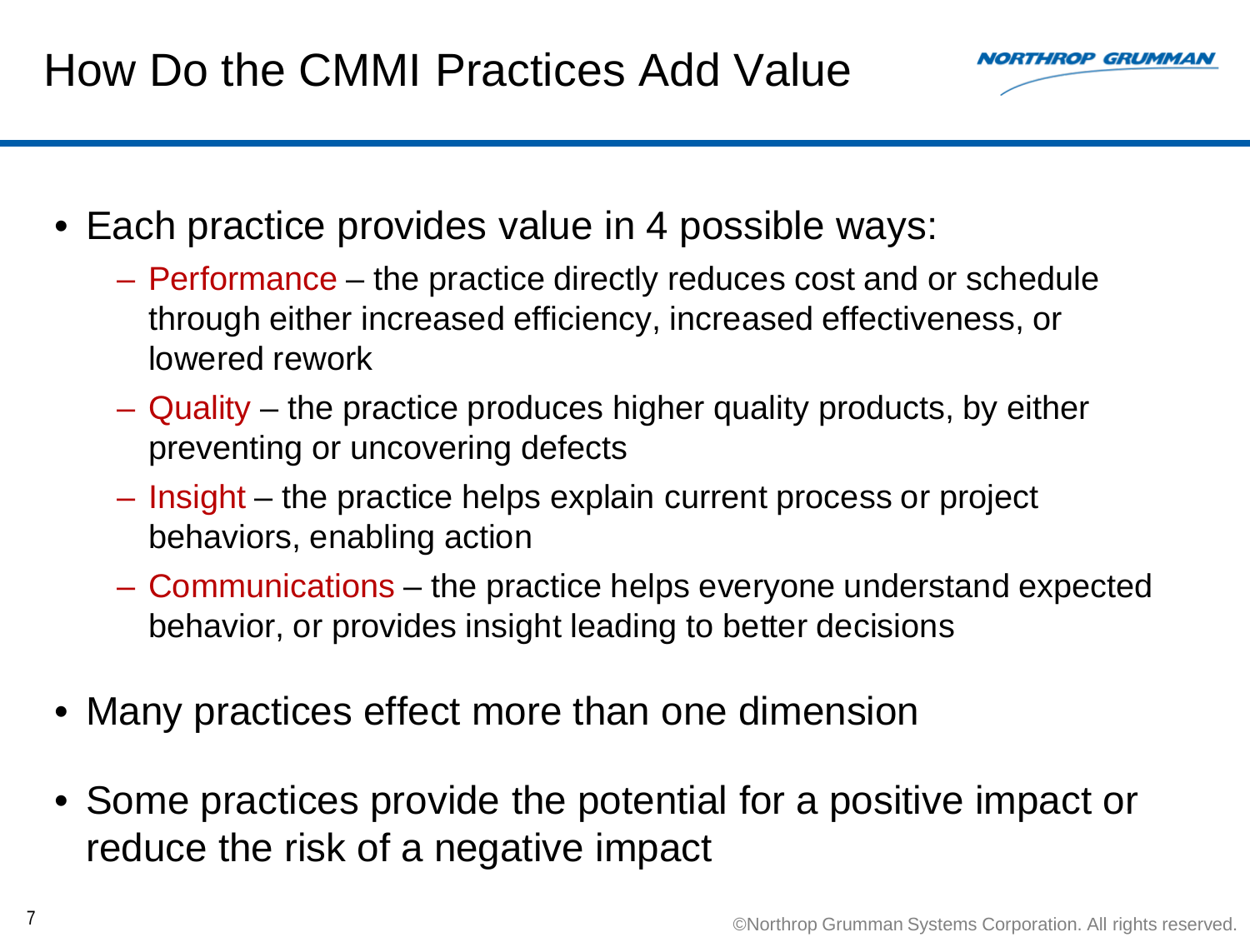# How Do the CMMI Practices Add Value

- Each practice provides value in 4 possible ways:
  - Performance – the practice directly reduces cost and or schedule through either increased efficiency, increased effectiveness, or lowered rework
  - Quality – the practice produces higher quality products, by either preventing or uncovering defects
  - Insight – the practice helps explain current process or project behaviors, enabling action
  - Communications – the practice helps everyone understand expected behavior, or provides insight leading to better decisions
- Many practices effect more than one dimension
- Some practices provide the potential for a positive impact or reduce the risk of a negative impact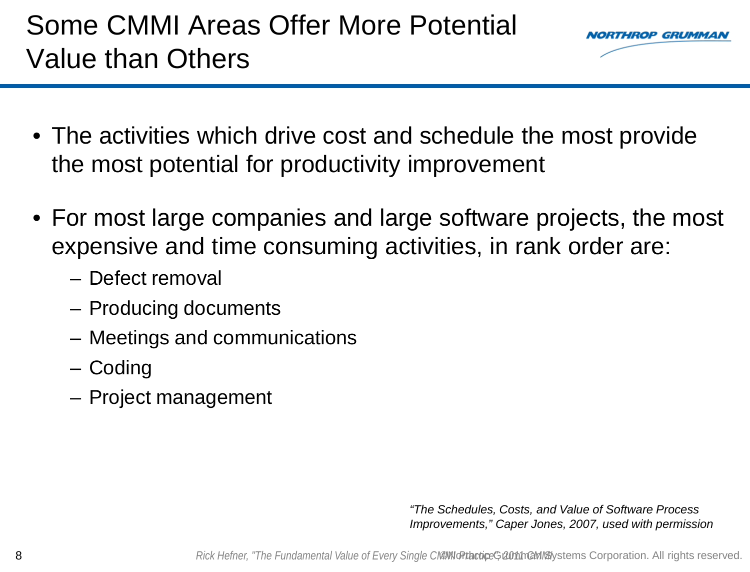# Some CMMI Areas Offer More Potential Value than Others

- The activities which drive cost and schedule the most provide the most potential for productivity improvement
- For most large companies and large software projects, the most expensive and time consuming activities, in rank order are:
  - Defect removal
  - Producing documents
  - Meetings and communications
  - Coding
  - Project management

*"The Schedules, Costs, and Value of Software Process Improvements," Caper Jones, 2007, used with permission*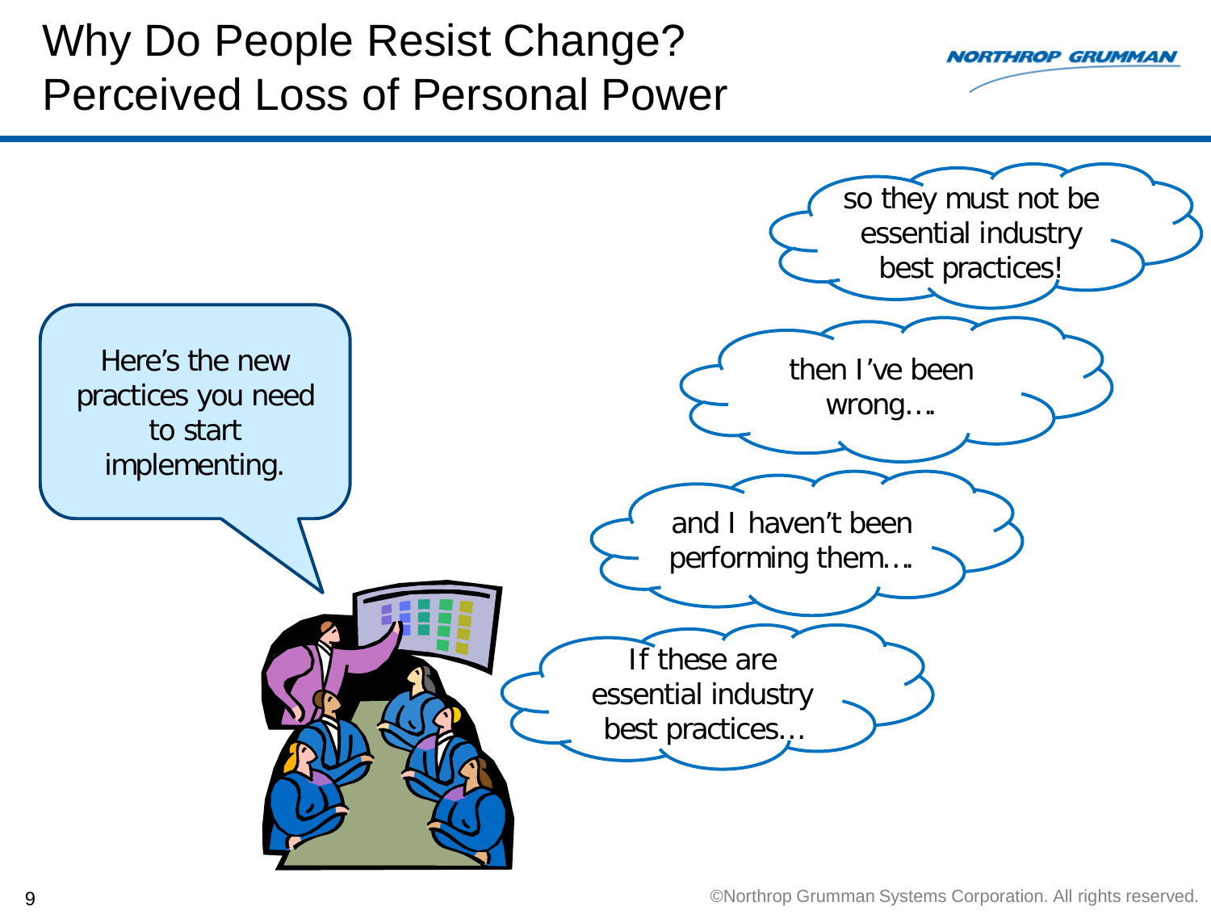# Why Do People Resist Change?
# Perceived Loss of Personal Power

Here's the new practices you need to start implementing.

If these are essential industry best practices…

and I haven't been performing them….

then I've been wrong….

so they must not be essential industry best practices!

©Northrop Grumman Systems Corporation. All rights reserved.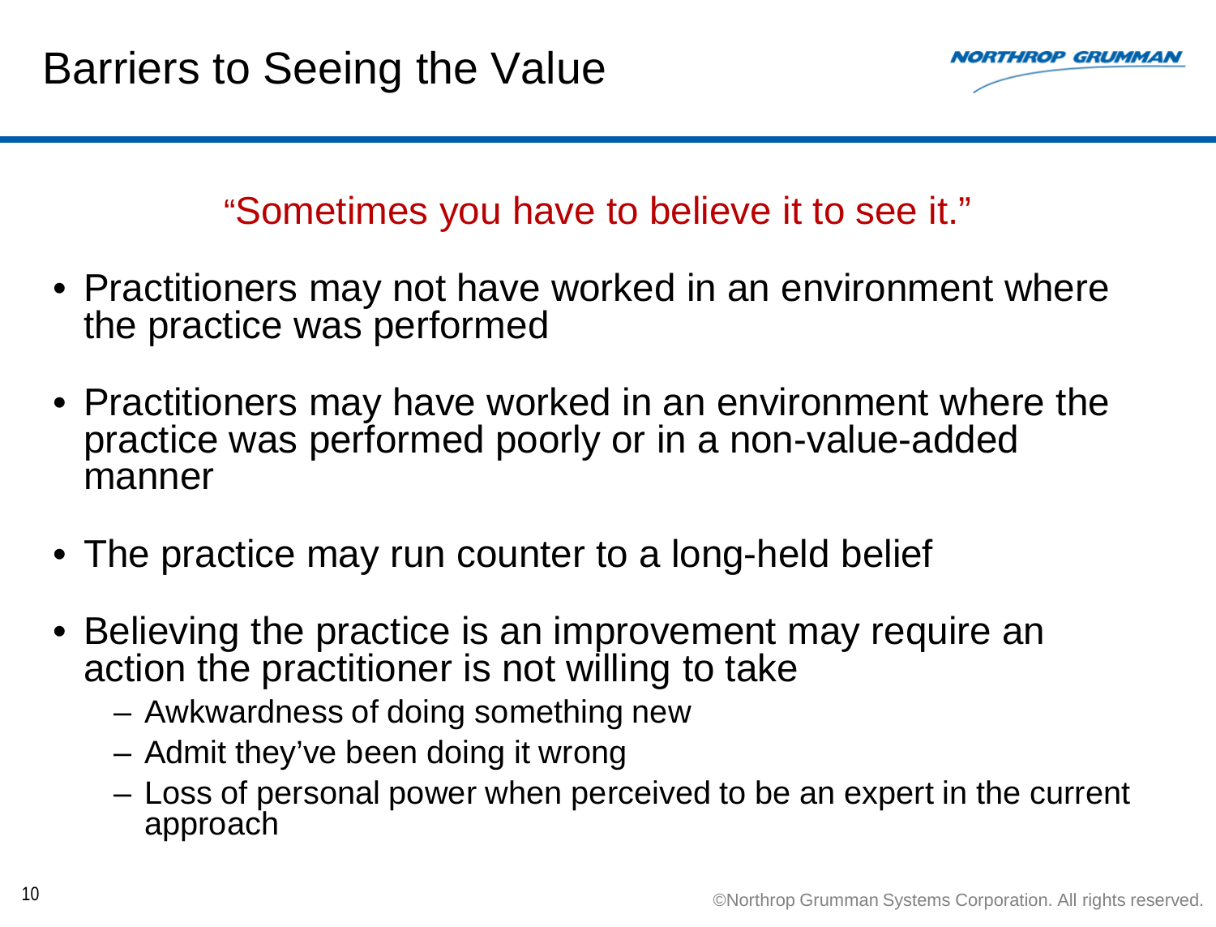# Barriers to Seeing the Value

"Sometimes you have to believe it to see it."

- Practitioners may not have worked in an environment where the practice was performed
- Practitioners may have worked in an environment where the practice was performed poorly or in a non-value-added manner
- The practice may run counter to a long-held belief
- Believing the practice is an improvement may require an action the practitioner is not willing to take
  - Awkwardness of doing something new
  - Admit they've been doing it wrong
  - Loss of personal power when perceived to be an expert in the current approach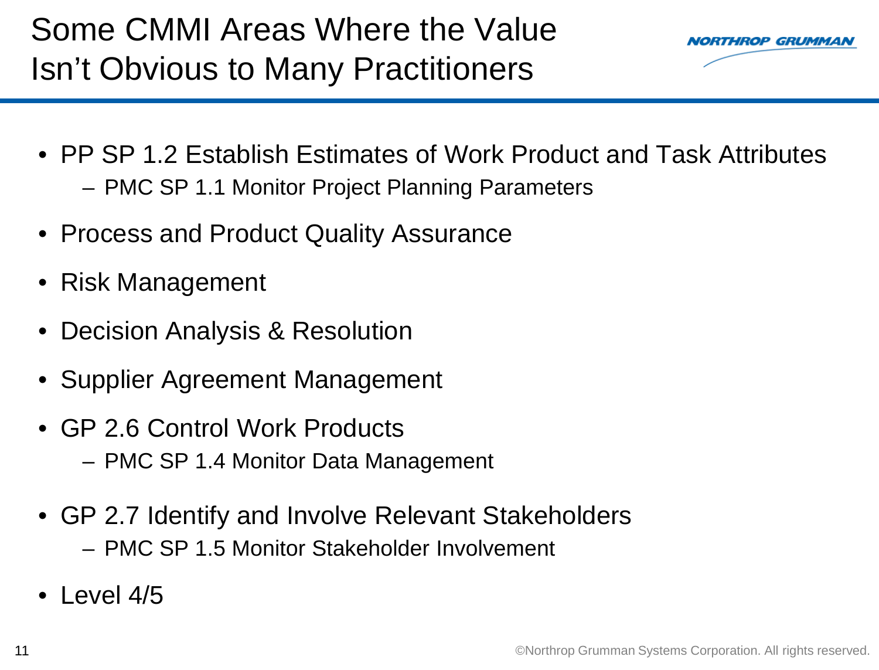# Some CMMI Areas Where the Value Isn't Obvious to Many Practitioners

- PP SP 1.2 Establish Estimates of Work Product and Task Attributes
  - PMC SP 1.1 Monitor Project Planning Parameters
- Process and Product Quality Assurance
- Risk Management
- Decision Analysis & Resolution
- Supplier Agreement Management
- GP 2.6 Control Work Products
  - PMC SP 1.4 Monitor Data Management
- GP 2.7 Identify and Involve Relevant Stakeholders
  - PMC SP 1.5 Monitor Stakeholder Involvement
- Level 4/5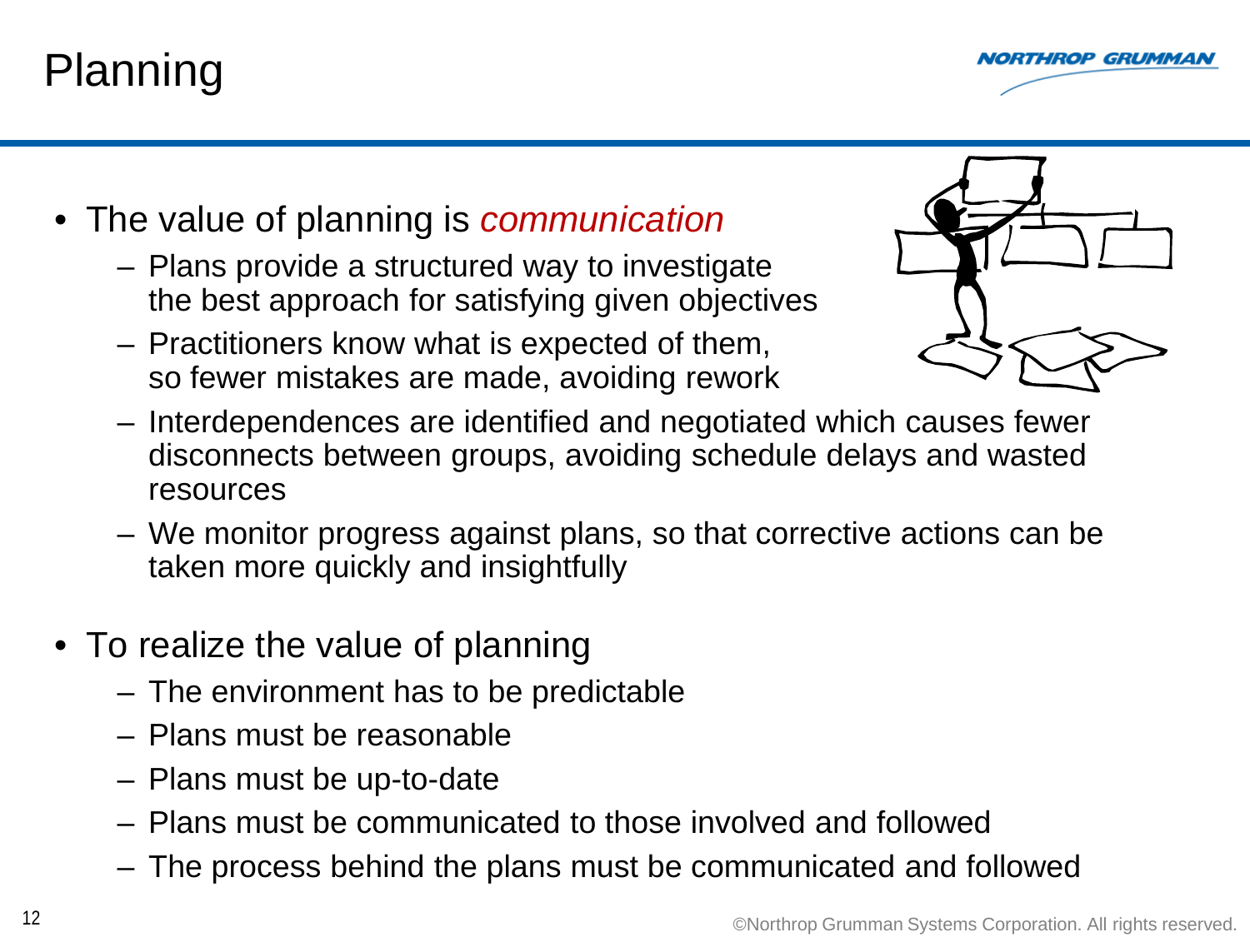# Planning

- The value of planning is *communication*
  - Plans provide a structured way to investigate the best approach for satisfying given objectives
  - Practitioners know what is expected of them, so fewer mistakes are made, avoiding rework
  - Interdependences are identified and negotiated which causes fewer disconnects between groups, avoiding schedule delays and wasted resources
  - We monitor progress against plans, so that corrective actions can be taken more quickly and insightfully
- To realize the value of planning
  - The environment has to be predictable
  - Plans must be reasonable
  - Plans must be up-to-date
  - Plans must be communicated to those involved and followed
  - The process behind the plans must be communicated and followed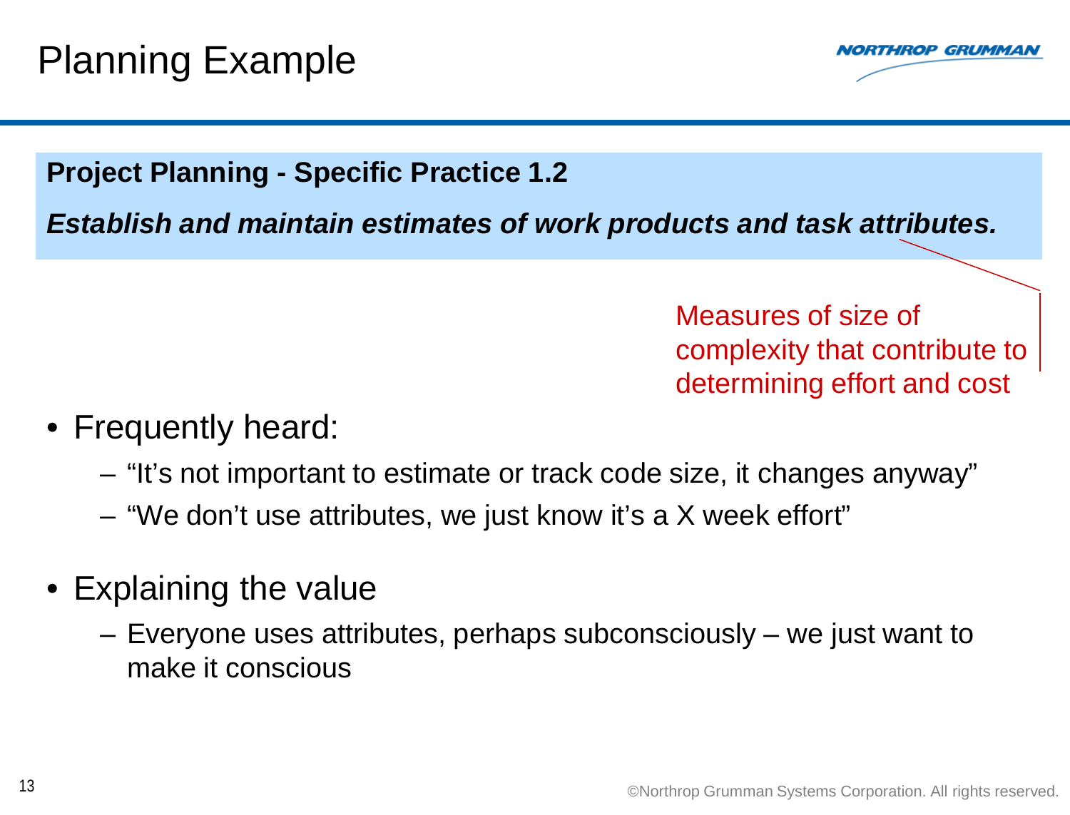# Planning Example

**Project Planning - Specific Practice 1.2**

***Establish and maintain estimates of work products and task attributes.***

Measures of size of complexity that contribute to determining effort and cost

- Frequently heard:
  - "It's not important to estimate or track code size, it changes anyway"
  - "We don't use attributes, we just know it's a X week effort"
- Explaining the value
  - Everyone uses attributes, perhaps subconsciously – we just want to make it conscious

©Northrop Grumman Systems Corporation. All rights reserved.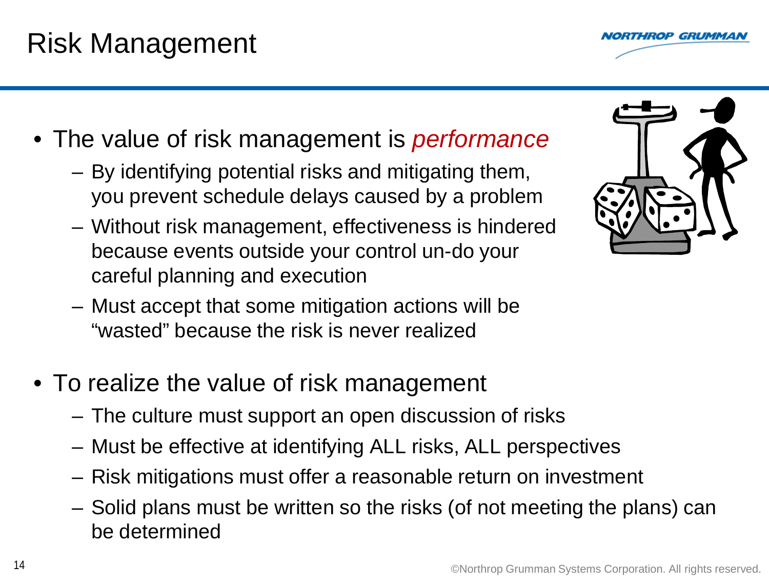# Risk Management

- The value of risk management is *performance*
  - By identifying potential risks and mitigating them, you prevent schedule delays caused by a problem
  - Without risk management, effectiveness is hindered because events outside your control un-do your careful planning and execution
  - Must accept that some mitigation actions will be “wasted” because the risk is never realized
- To realize the value of risk management
  - The culture must support an open discussion of risks
  - Must be effective at identifying ALL risks, ALL perspectives
  - Risk mitigations must offer a reasonable return on investment
  - Solid plans must be written so the risks (of not meeting the plans) can be determined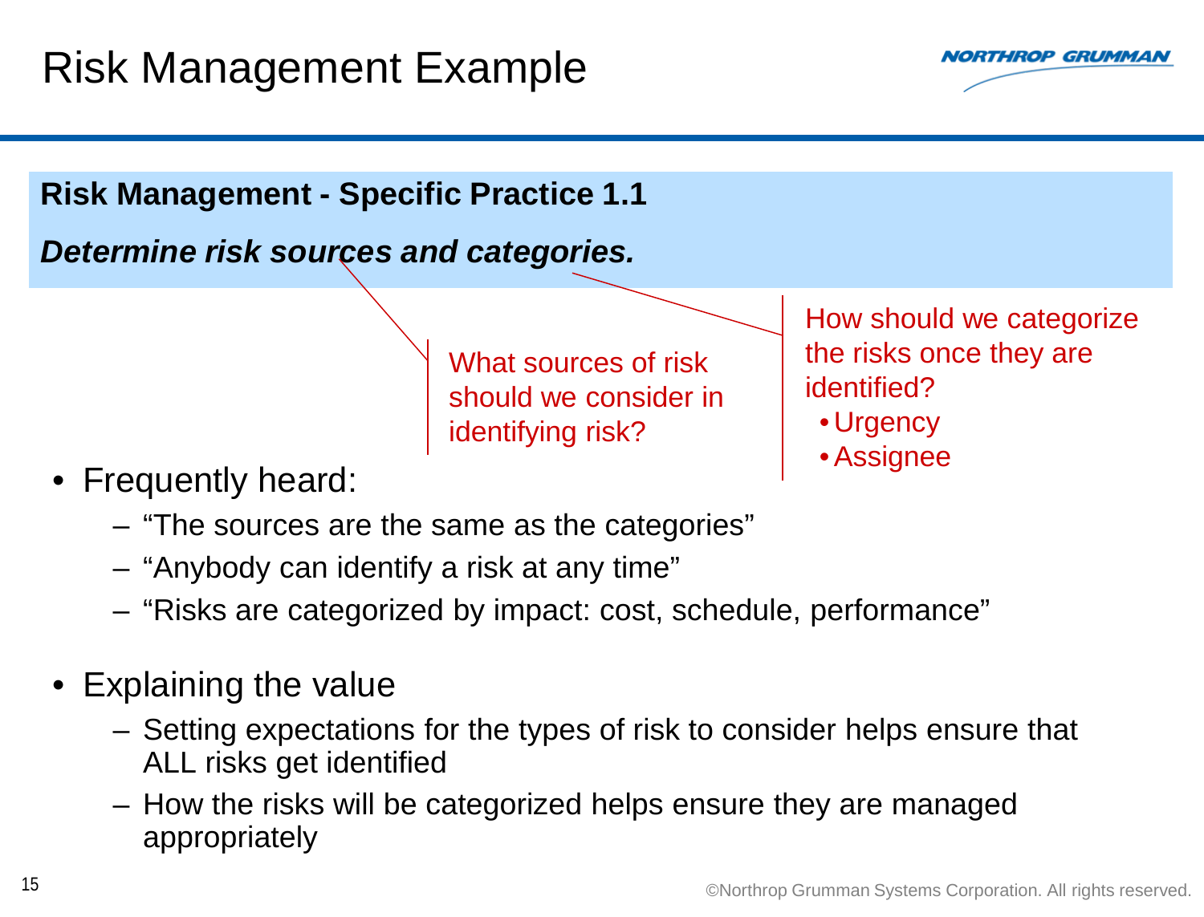# Risk Management Example

**Risk Management - Specific Practice 1.1**

***Determine risk sources and categories.***

What sources of risk should we consider in identifying risk?

How should we categorize the risks once they are identified?

- Urgency
- Assignee

- Frequently heard:
  - "The sources are the same as the categories"
  - "Anybody can identify a risk at any time"
  - "Risks are categorized by impact: cost, schedule, performance"
- Explaining the value
  - Setting expectations for the types of risk to consider helps ensure that ALL risks get identified
  - How the risks will be categorized helps ensure they are managed appropriately

©Northrop Grumman Systems Corporation. All rights reserved.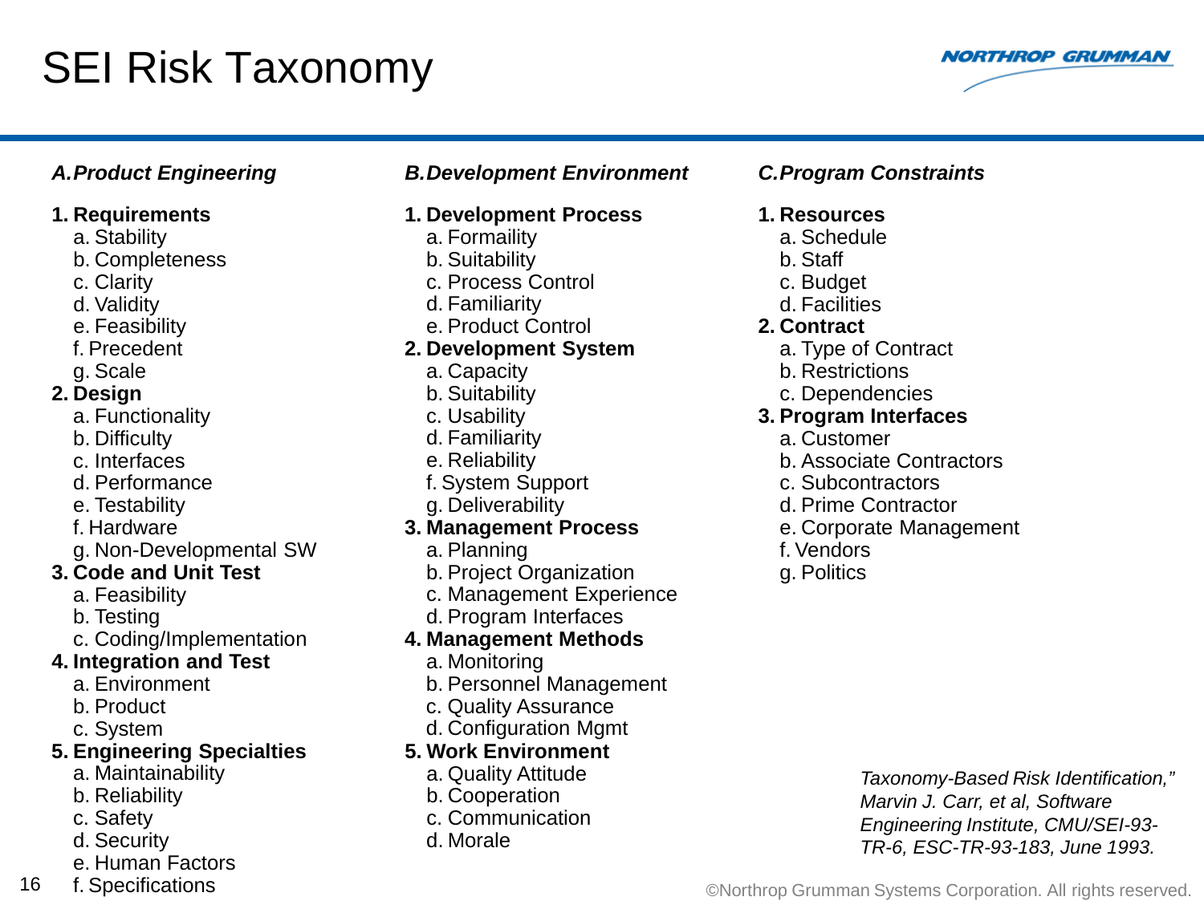# SEI Risk Taxonomy

### *A. Product Engineering*

1. **Requirements**
   a. Stability
   b. Completeness
   c. Clarity
   d. Validity
   e. Feasibility
   f. Precedent
   g. Scale
2. **Design**
   a. Functionality
   b. Difficulty
   c. Interfaces
   d. Performance
   e. Testability
   f. Hardware
   g. Non-Developmental SW
3. **Code and Unit Test**
   a. Feasibility
   b. Testing
   c. Coding/Implementation
4. **Integration and Test**
   a. Environment
   b. Product
   c. System
5. **Engineering Specialties**
   a. Maintainability
   b. Reliability
   c. Safety
   d. Security
   e. Human Factors
   f. Specifications

### *B. Development Environment*

1. **Development Process**
   a. Formaility
   b. Suitability
   c. Process Control
   d. Familiarity
   e. Product Control
2. **Development System**
   a. Capacity
   b. Suitability
   c. Usability
   d. Familiarity
   e. Reliability
   f. System Support
   g. Deliverability
3. **Management Process**
   a. Planning
   b. Project Organization
   c. Management Experience
   d. Program Interfaces
4. **Management Methods**
   a. Monitoring
   b. Personnel Management
   c. Quality Assurance
   d. Configuration Mgmt
5. **Work Environment**
   a. Quality Attitude
   b. Cooperation
   c. Communication
   d. Morale

### *C. Program Constraints*

1. **Resources**
   a. Schedule
   b. Staff
   c. Budget
   d. Facilities
2. **Contract**
   a. Type of Contract
   b. Restrictions
   c. Dependencies
3. **Program Interfaces**
   a. Customer
   b. Associate Contractors
   c. Subcontractors
   d. Prime Contractor
   e. Corporate Management
   f. Vendors
   g. Politics

*Taxonomy-Based Risk Identification," Marvin J. Carr, et al, Software Engineering Institute, CMU/SEI-93-TR-6, ESC-TR-93-183, June 1993.*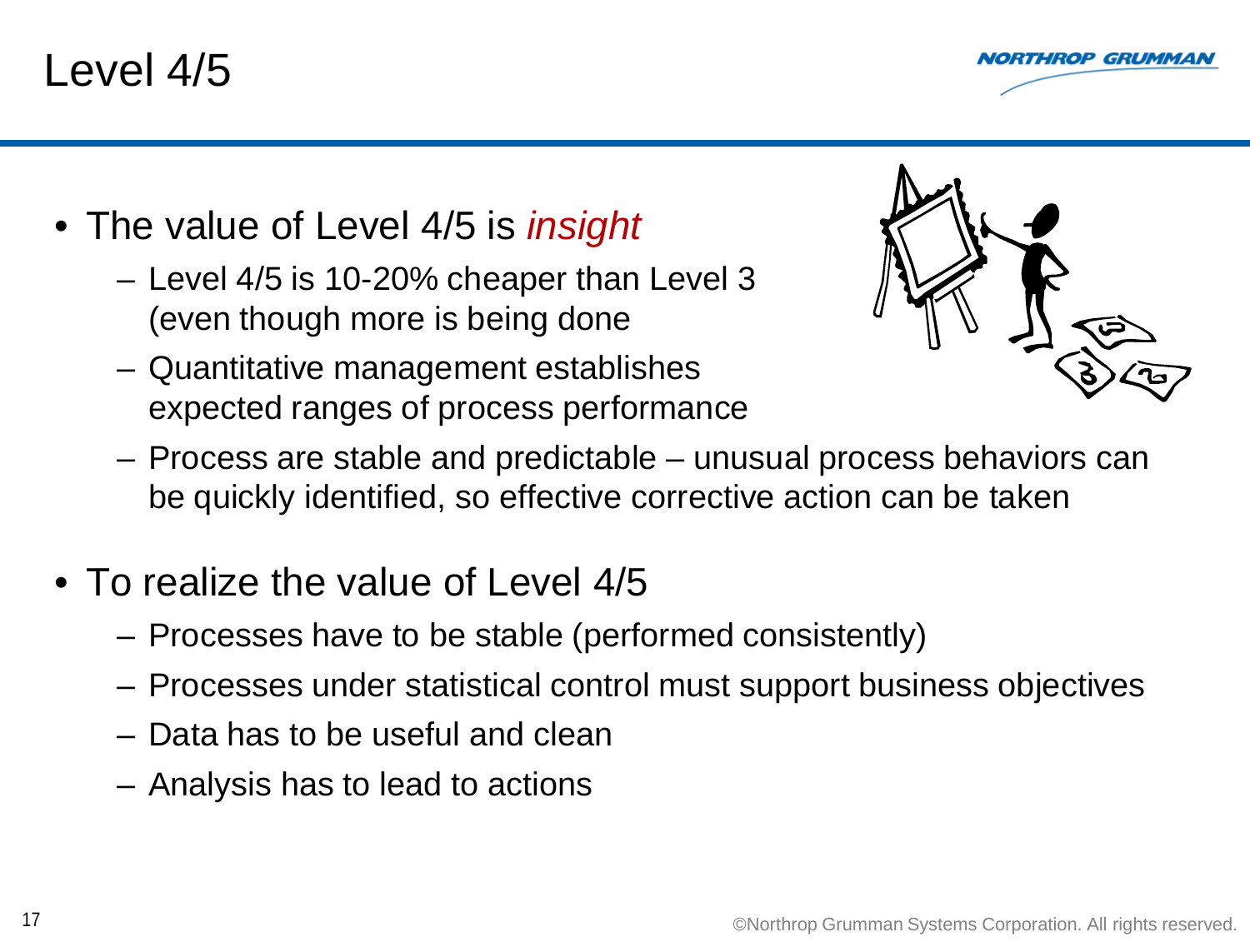# Level 4/5

- The value of Level 4/5 is *insight*
  - Level 4/5 is 10-20% cheaper than Level 3 (even though more is being done
  - Quantitative management establishes expected ranges of process performance
  - Process are stable and predictable – unusual process behaviors can be quickly identified, so effective corrective action can be taken
- To realize the value of Level 4/5
  - Processes have to be stable (performed consistently)
  - Processes under statistical control must support business objectives
  - Data has to be useful and clean
  - Analysis has to lead to actions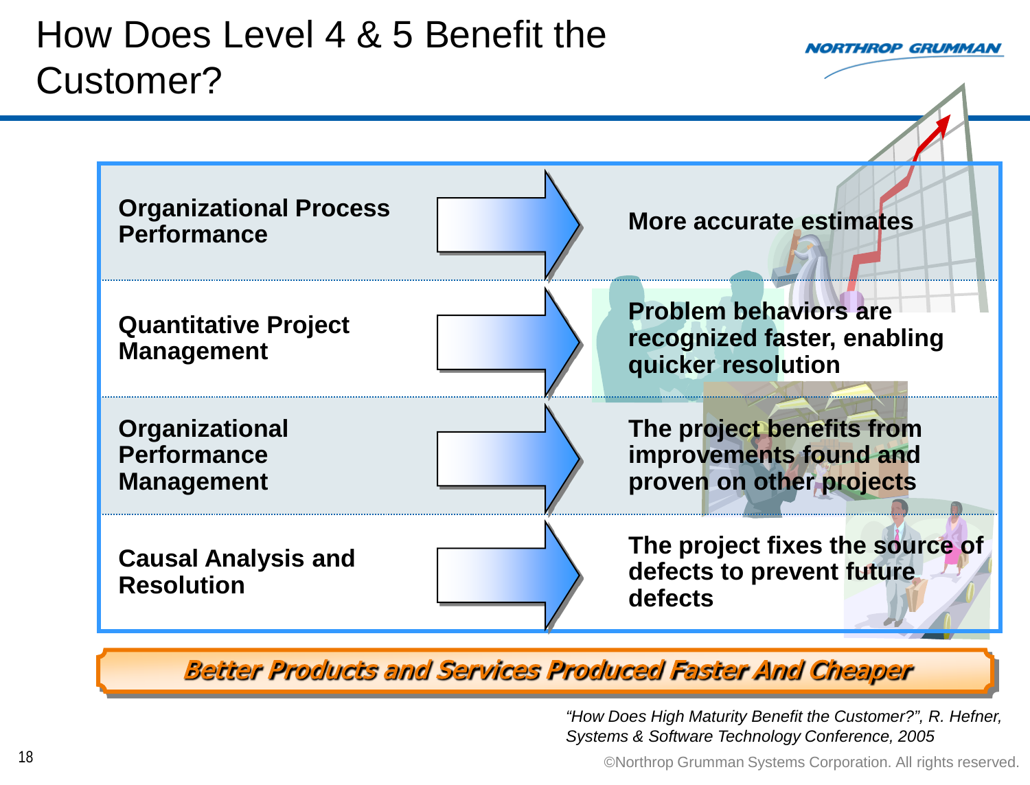# How Does Level 4 & 5 Benefit the Customer?

| Process Area | Benefit |
| --- | --- |
| **Organizational Process Performance** | **More accurate estimates** |
| **Quantitative Project Management** | **Problem behaviors are recognized faster, enabling quicker resolution** |
| **Organizational Performance Management** | **The project benefits from improvements found and proven on other projects** |
| **Causal Analysis and Resolution** | **The project fixes the source of defects to prevent future defects** |

***Better Products and Services Produced Faster And Cheaper***

*"How Does High Maturity Benefit the Customer?", R. Hefner, Systems & Software Technology Conference, 2005*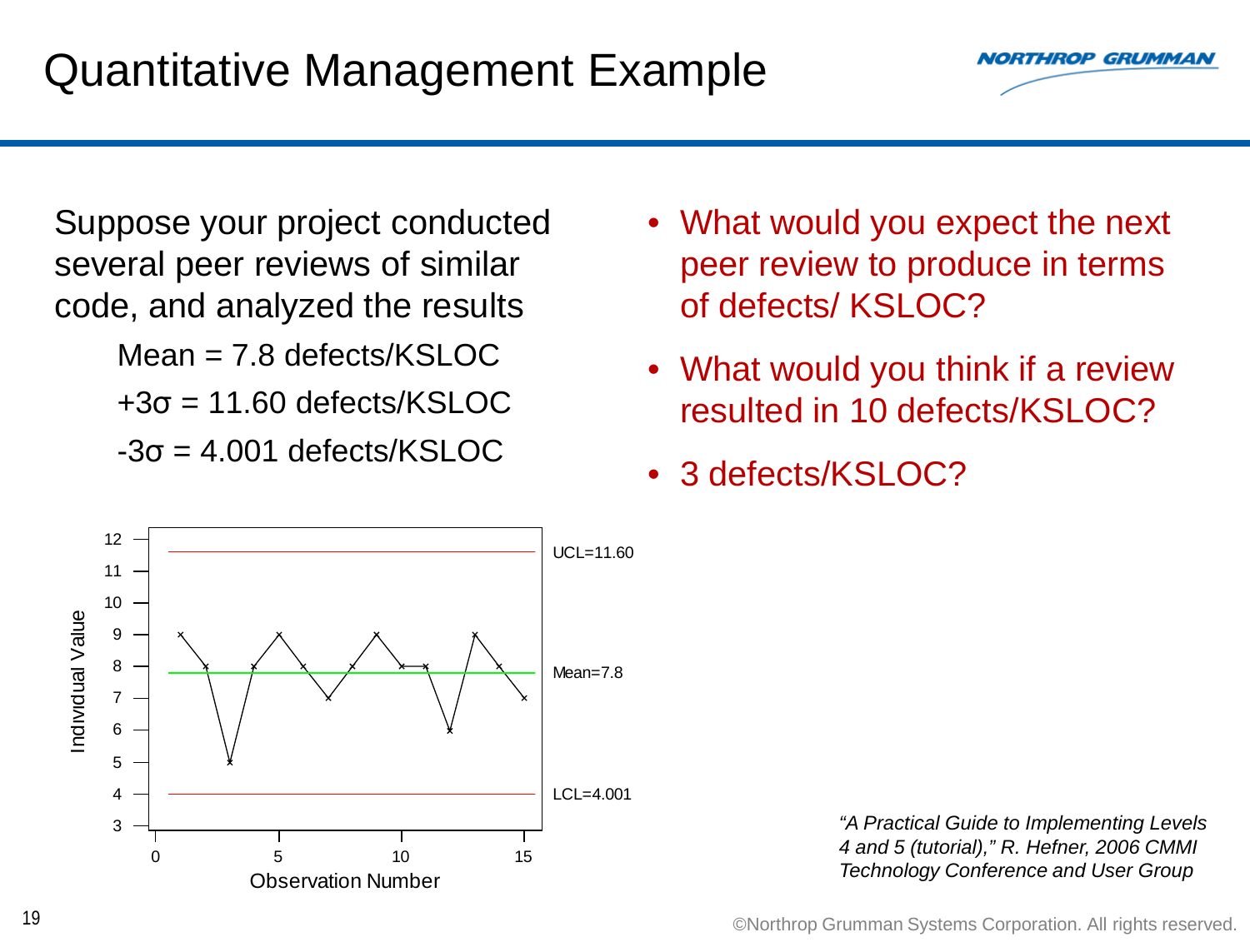# Quantitative Management Example

Suppose your project conducted several peer reviews of similar code, and analyzed the results

Mean = 7.8 defects/KSLOC

+3σ = 11.60 defects/KSLOC

-3σ = 4.001 defects/KSLOC

- What would you expect the next peer review to produce in terms of defects/ KSLOC?
- What would you think if a review resulted in 10 defects/KSLOC?
- 3 defects/KSLOC?

*"A Practical Guide to Implementing Levels 4 and 5 (tutorial)," R. Hefner, 2006 CMMI Technology Conference and User Group*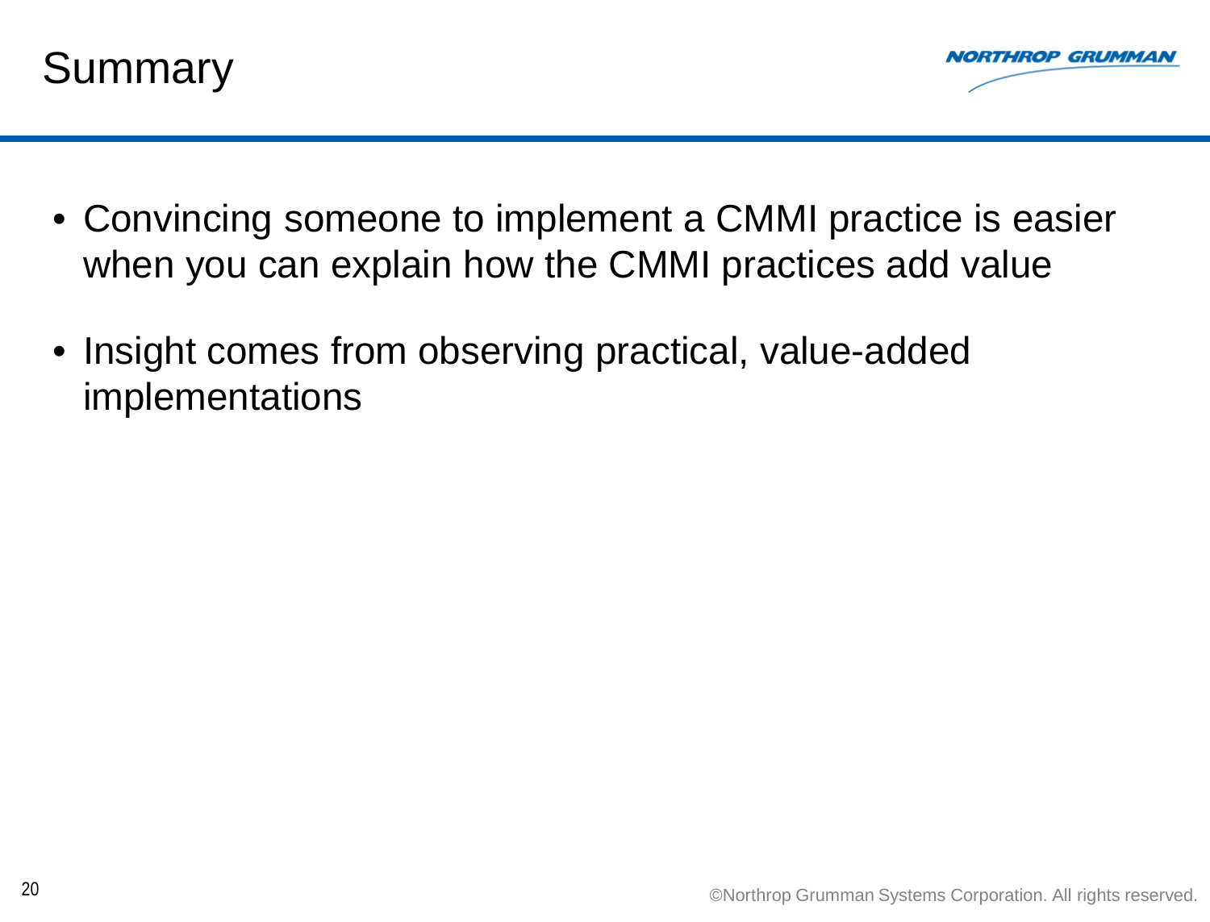# Summary

- Convincing someone to implement a CMMI practice is easier when you can explain how the CMMI practices add value
- Insight comes from observing practical, value-added implementations